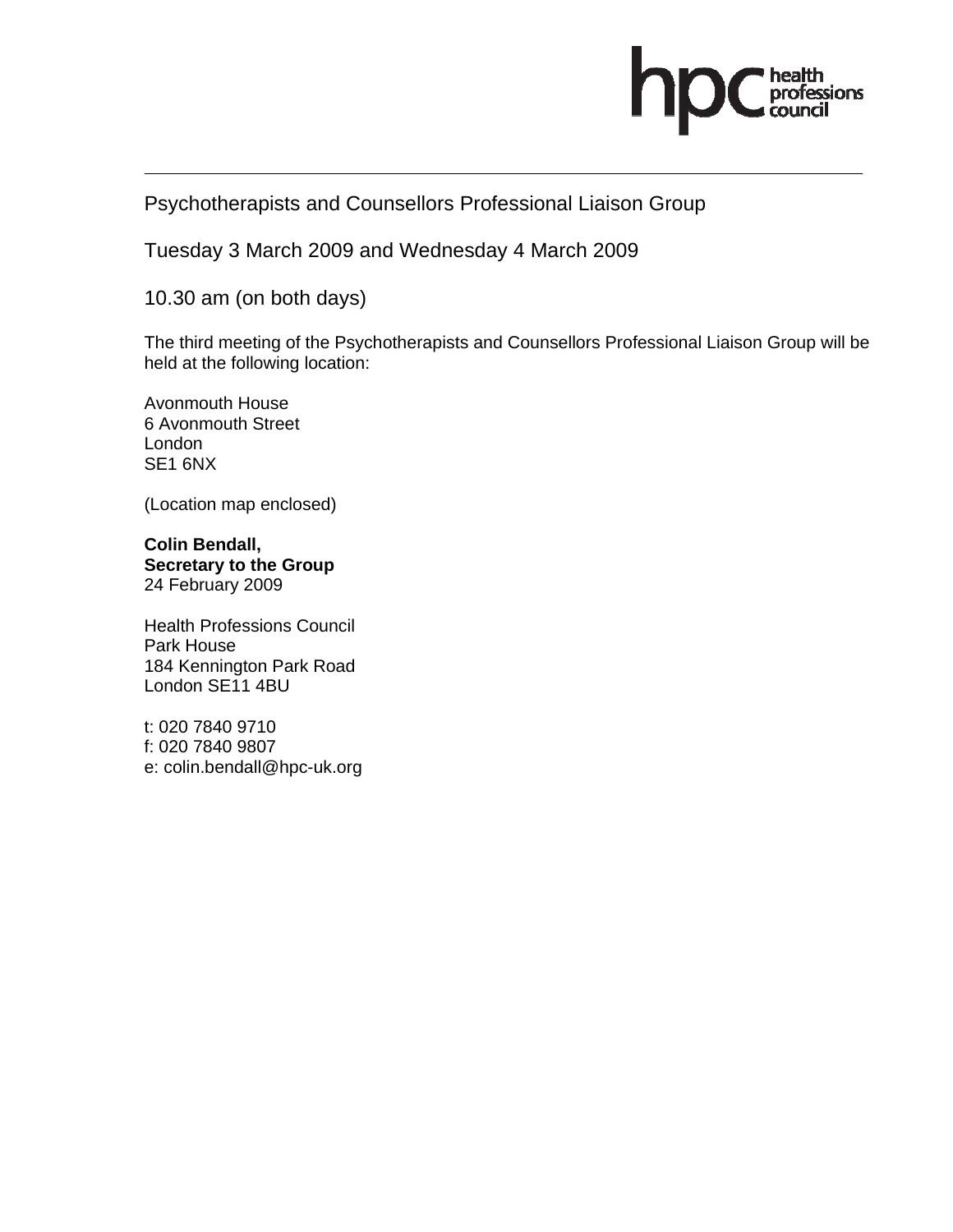Psychotherapists and Counsellors Professional Liaison Group

Tuesday 3 March 2009 and Wednesday 4 March 2009

10.30 am (on both days)

The third meeting of the Psychotherapists and Counsellors Professional Liaison Group will be held at the following location:

Avonmouth House
6 Avonmouth Street
London
SE1 6NX

(Location map enclosed)

**Colin Bendall,**
**Secretary to the Group**
24 February 2009

Health Professions Council
Park House
184 Kennington Park Road
London SE11 4BU

t: 020 7840 9710
f: 020 7840 9807
e: colin.bendall@hpc-uk.org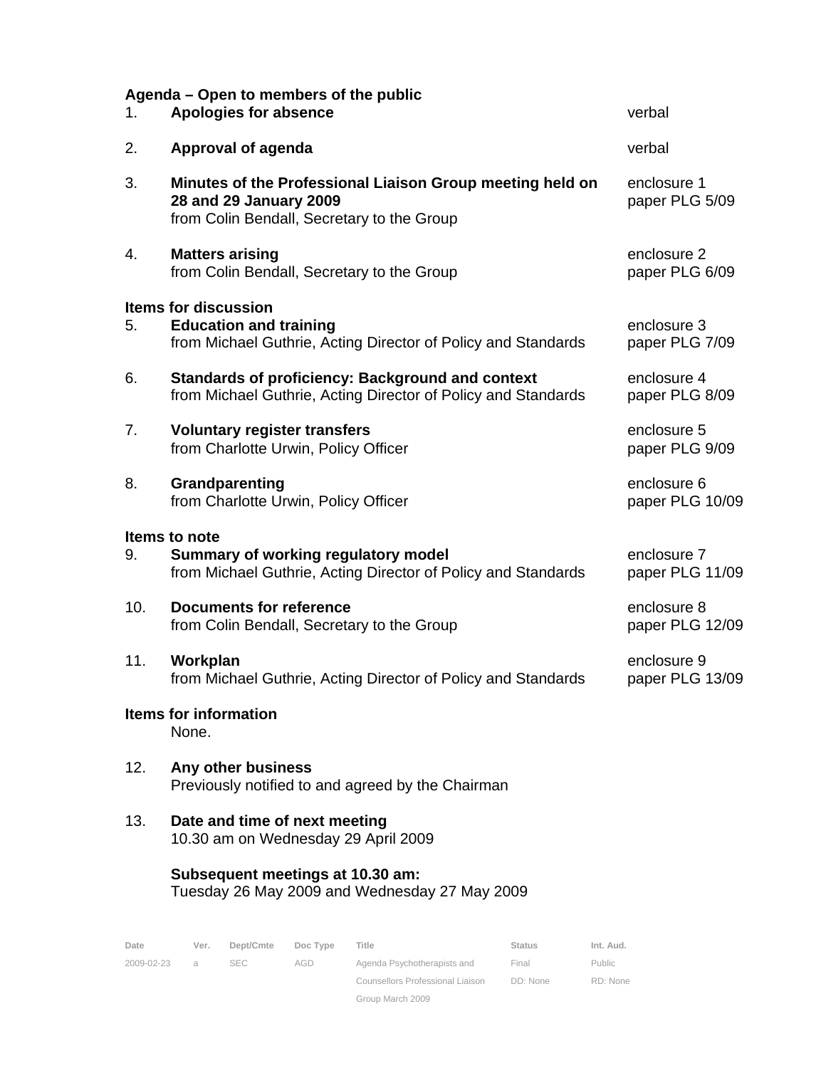**Agenda – Open to members of the public**

| | | |
|---|---|---|
| 1. | **Apologies for absence** | verbal |
| 2. | **Approval of agenda** | verbal |
| 3. | **Minutes of the Professional Liaison Group meeting held on 28 and 29 January 2009**<br>from Colin Bendall, Secretary to the Group | enclosure 1<br>paper PLG 5/09 |
| 4. | **Matters arising**<br>from Colin Bendall, Secretary to the Group | enclosure 2<br>paper PLG 6/09 |

**Items for discussion**

| | | |
|---|---|---|
| 5. | **Education and training**<br>from Michael Guthrie, Acting Director of Policy and Standards | enclosure 3<br>paper PLG 7/09 |
| 6. | **Standards of proficiency: Background and context**<br>from Michael Guthrie, Acting Director of Policy and Standards | enclosure 4<br>paper PLG 8/09 |
| 7. | **Voluntary register transfers**<br>from Charlotte Urwin, Policy Officer | enclosure 5<br>paper PLG 9/09 |
| 8. | **Grandparenting**<br>from Charlotte Urwin, Policy Officer | enclosure 6<br>paper PLG 10/09 |

**Items to note**

| | | |
|---|---|---|
| 9. | **Summary of working regulatory model**<br>from Michael Guthrie, Acting Director of Policy and Standards | enclosure 7<br>paper PLG 11/09 |
| 10. | **Documents for reference**<br>from Colin Bendall, Secretary to the Group | enclosure 8<br>paper PLG 12/09 |
| 11. | **Workplan**<br>from Michael Guthrie, Acting Director of Policy and Standards | enclosure 9<br>paper PLG 13/09 |

**Items for information**

None.

12. **Any other business**
    Previously notified to and agreed by the Chairman

13. **Date and time of next meeting**
    10.30 am on Wednesday 29 April 2009

    **Subsequent meetings at 10.30 am:**
    Tuesday 26 May 2009 and Wednesday 27 May 2009

| Date | Ver. | Dept/Cmte | Doc Type | Title | Status | Int. Aud. |
|---|---|---|---|---|---|---|
| 2009-02-23 | a | SEC | AGD | Agenda Psychotherapists and Counsellors Professional Liaison Group March 2009 | Final<br>DD: None | Public<br>RD: None |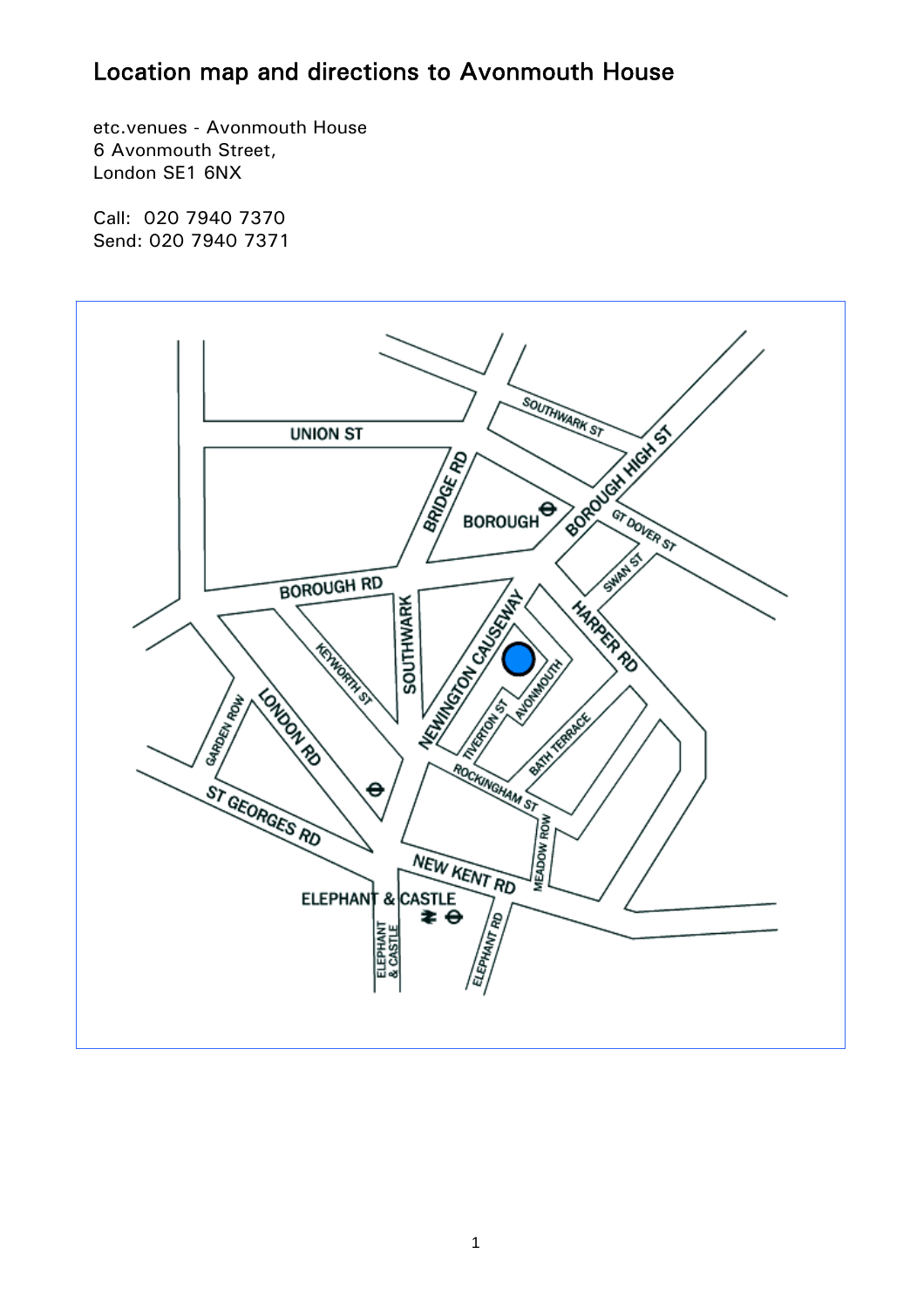# Location map and directions to Avonmouth House

etc.venues - Avonmouth House
6 Avonmouth Street,
London SE1 6NX

Call: 020 7940 7370
Send: 020 7940 7371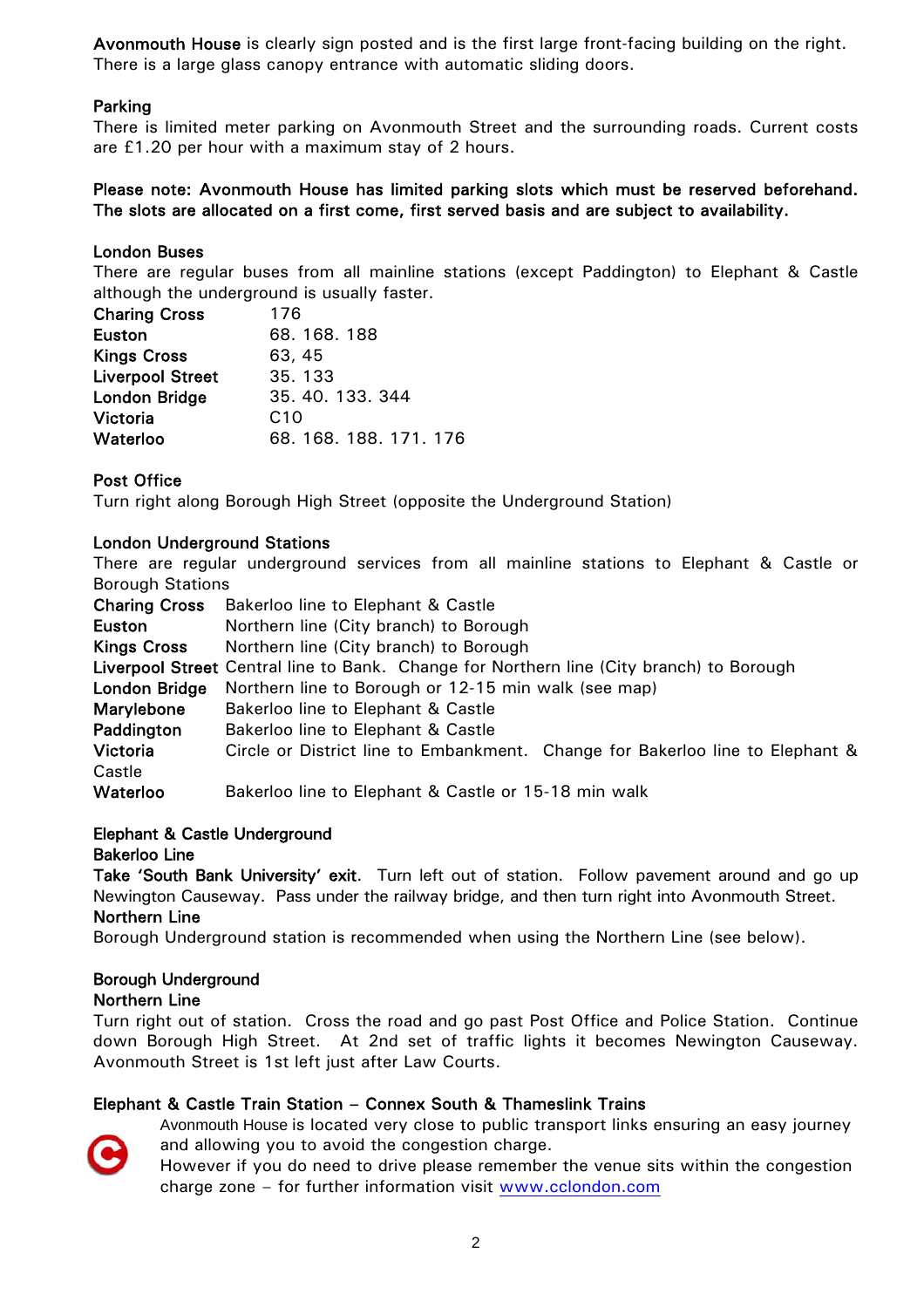**Avonmouth House** is clearly sign posted and is the first large front-facing building on the right. There is a large glass canopy entrance with automatic sliding doors.

**Parking**

There is limited meter parking on Avonmouth Street and the surrounding roads. Current costs are £1.20 per hour with a maximum stay of 2 hours.

**Please note: Avonmouth House has limited parking slots which must be reserved beforehand. The slots are allocated on a first come, first served basis and are subject to availability.**

**London Buses**

There are regular buses from all mainline stations (except Paddington) to Elephant & Castle although the underground is usually faster.

| | |
|---|---|
| **Charing Cross** | 176 |
| **Euston** | 68. 168. 188 |
| **Kings Cross** | 63, 45 |
| **Liverpool Street** | 35. 133 |
| **London Bridge** | 35. 40. 133. 344 |
| **Victoria** | C10 |
| **Waterloo** | 68. 168. 188. 171. 176 |

**Post Office**

Turn right along Borough High Street (opposite the Underground Station)

**London Underground Stations**

There are regular underground services from all mainline stations to Elephant & Castle or Borough Stations

| | |
|---|---|
| **Charing Cross** | Bakerloo line to Elephant & Castle |
| **Euston** | Northern line (City branch) to Borough |
| **Kings Cross** | Northern line (City branch) to Borough |
| **Liverpool Street** | Central line to Bank. Change for Northern line (City branch) to Borough |
| **London Bridge** | Northern line to Borough or 12-15 min walk (see map) |
| **Marylebone** | Bakerloo line to Elephant & Castle |
| **Paddington** | Bakerloo line to Elephant & Castle |
| **Victoria** | Circle or District line to Embankment. Change for Bakerloo line to Elephant & Castle |
| **Waterloo** | Bakerloo line to Elephant & Castle or 15-18 min walk |

**Elephant & Castle Underground**

**Bakerloo Line**

**Take 'South Bank University' exit.** Turn left out of station. Follow pavement around and go up Newington Causeway. Pass under the railway bridge, and then turn right into Avonmouth Street.

**Northern Line**

Borough Underground station is recommended when using the Northern Line (see below).

**Borough Underground**

**Northern Line**

Turn right out of station. Cross the road and go past Post Office and Police Station. Continue down Borough High Street. At 2nd set of traffic lights it becomes Newington Causeway. Avonmouth Street is 1st left just after Law Courts.

**Elephant & Castle Train Station – Connex South & Thameslink Trains**

Avonmouth House is located very close to public transport links ensuring an easy journey and allowing you to avoid the congestion charge.

However if you do need to drive please remember the venue sits within the congestion charge zone – for further information visit www.cclondon.com